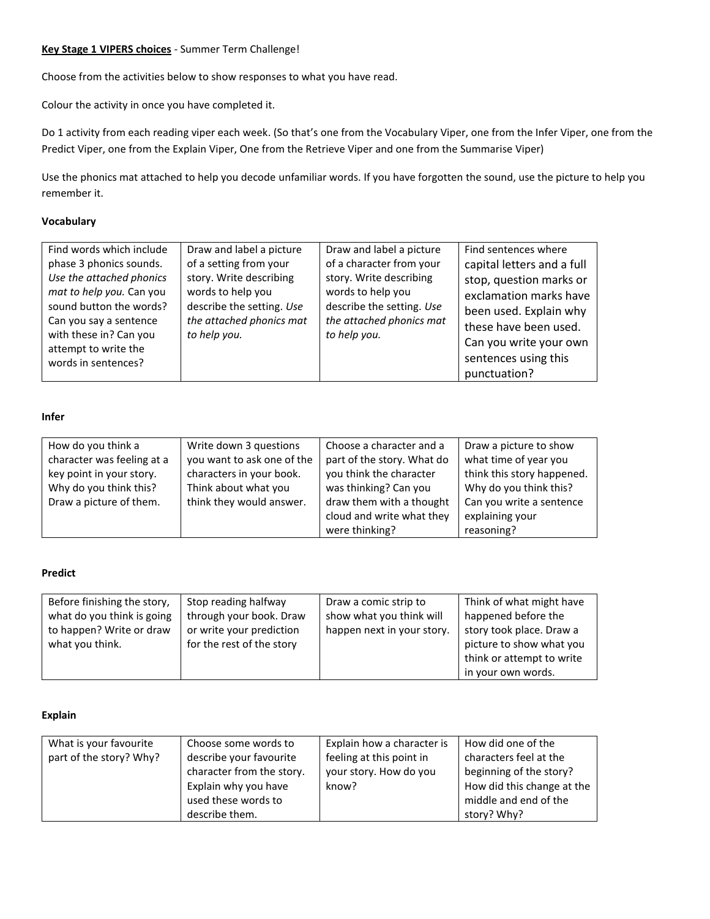**<u>Key Stage 1 VIPERS choices</u>** - Summer Term Challenge!

Choose from the activities below to show responses to what you have read.

Colour the activity in once you have completed it.

Do 1 activity from each reading viper each week. (So that's one from the Vocabulary Viper, one from the Infer Viper, one from the Predict Viper, one from the Explain Viper, One from the Retrieve Viper and one from the Summarise Viper)

Use the phonics mat attached to help you decode unfamiliar words. If you have forgotten the sound, use the picture to help you remember it.

**Vocabulary**

| | | | |
|---|---|---|---|
| Find words which include phase 3 phonics sounds. *Use the attached phonics mat to help you.* Can you sound button the words? Can you say a sentence with these in? Can you attempt to write the words in sentences? | Draw and label a picture of a setting from your story. Write describing words to help you describe the setting. *Use the attached phonics mat to help you.* | Draw and label a picture of a character from your story. Write describing words to help you describe the setting. *Use the attached phonics mat to help you.* | Find sentences where capital letters and a full stop, question marks or exclamation marks have been used. Explain why these have been used. Can you write your own sentences using this punctuation? |

**Infer**

| | | | |
|---|---|---|---|
| How do you think a character was feeling at a key point in your story. Why do you think this? Draw a picture of them. | Write down 3 questions you want to ask one of the characters in your book. Think about what you think they would answer. | Choose a character and a part of the story. What do you think the character was thinking? Can you draw them with a thought cloud and write what they were thinking? | Draw a picture to show what time of year you think this story happened. Why do you think this? Can you write a sentence explaining your reasoning? |

**Predict**

| | | | |
|---|---|---|---|
| Before finishing the story, what do you think is going to happen? Write or draw what you think. | Stop reading halfway through your book. Draw or write your prediction for the rest of the story | Draw a comic strip to show what you think will happen next in your story. | Think of what might have happened before the story took place. Draw a picture to show what you think or attempt to write in your own words. |

**Explain**

| | | | |
|---|---|---|---|
| What is your favourite part of the story? Why? | Choose some words to describe your favourite character from the story. Explain why you have used these words to describe them. | Explain how a character is feeling at this point in your story. How do you know? | How did one of the characters feel at the beginning of the story? How did this change at the middle and end of the story? Why? |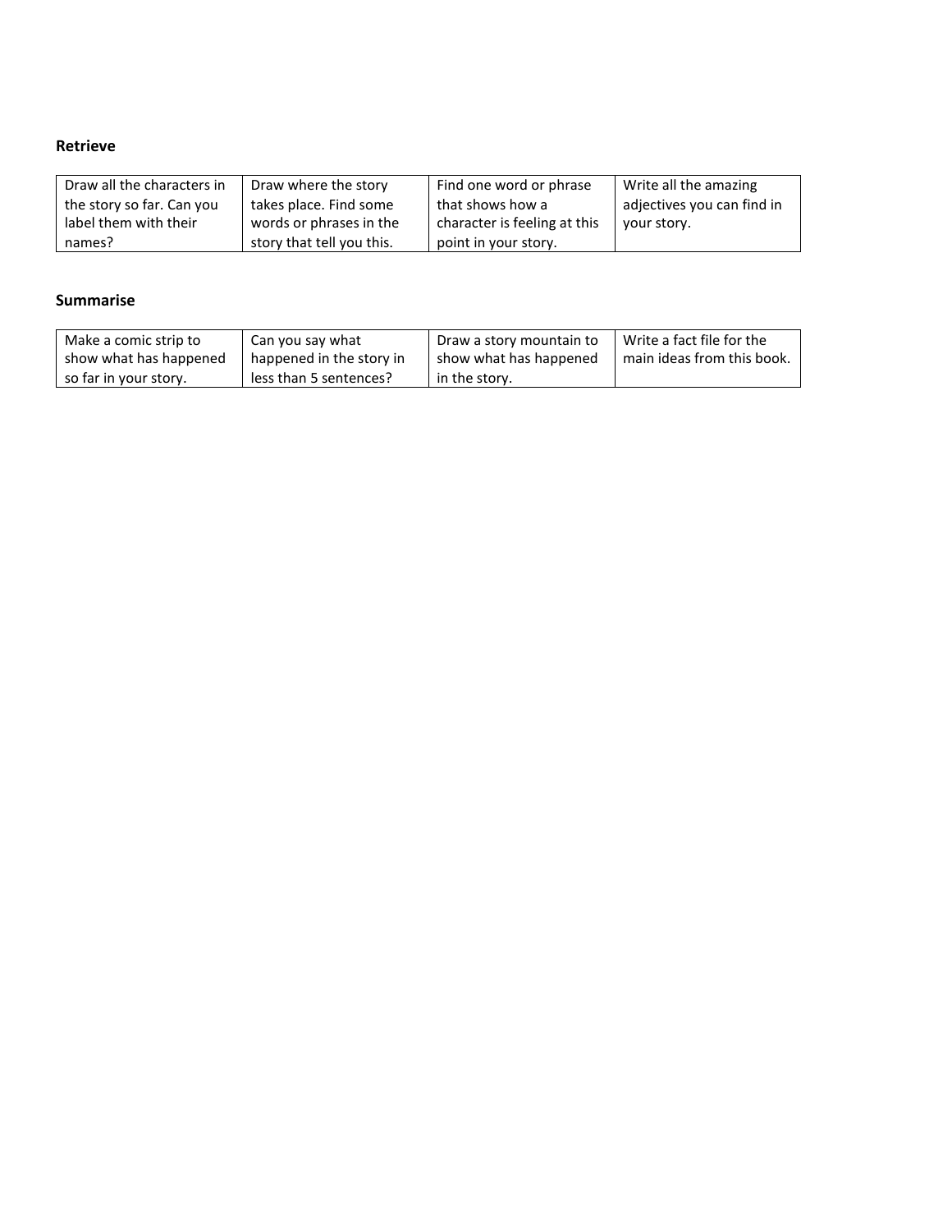**Retrieve**

| Draw all the characters in the story so far. Can you label them with their names? | Draw where the story takes place. Find some words or phrases in the story that tell you this. | Find one word or phrase that shows how a character is feeling at this point in your story. | Write all the amazing adjectives you can find in your story. |
|---|---|---|---|

**Summarise**

| Make a comic strip to show what has happened so far in your story. | Can you say what happened in the story in less than 5 sentences? | Draw a story mountain to show what has happened in the story. | Write a fact file for the main ideas from this book. |
|---|---|---|---|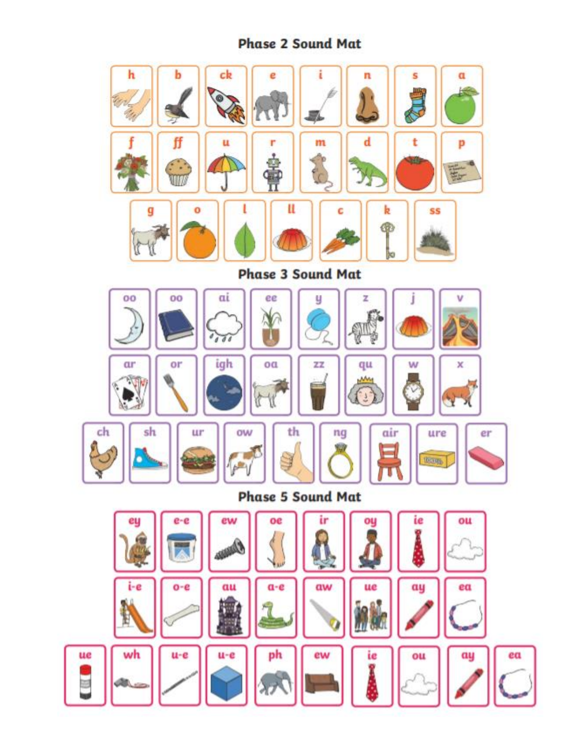## Phase 2 Sound Mat

h b ck e i n s a

f ff u r m d t p

g o l ll c k ss

## Phase 3 Sound Mat

oo oo ai ee y z j v

ar or igh oa zz qu w x

ch sh ur ow th ng air ure er

## Phase 5 Sound Mat

ey e-e ew oe ir oy ie ou

i-e o-e au a-e aw ue ay ea

ue wh u-e u-e ph ew ie ou ay ea